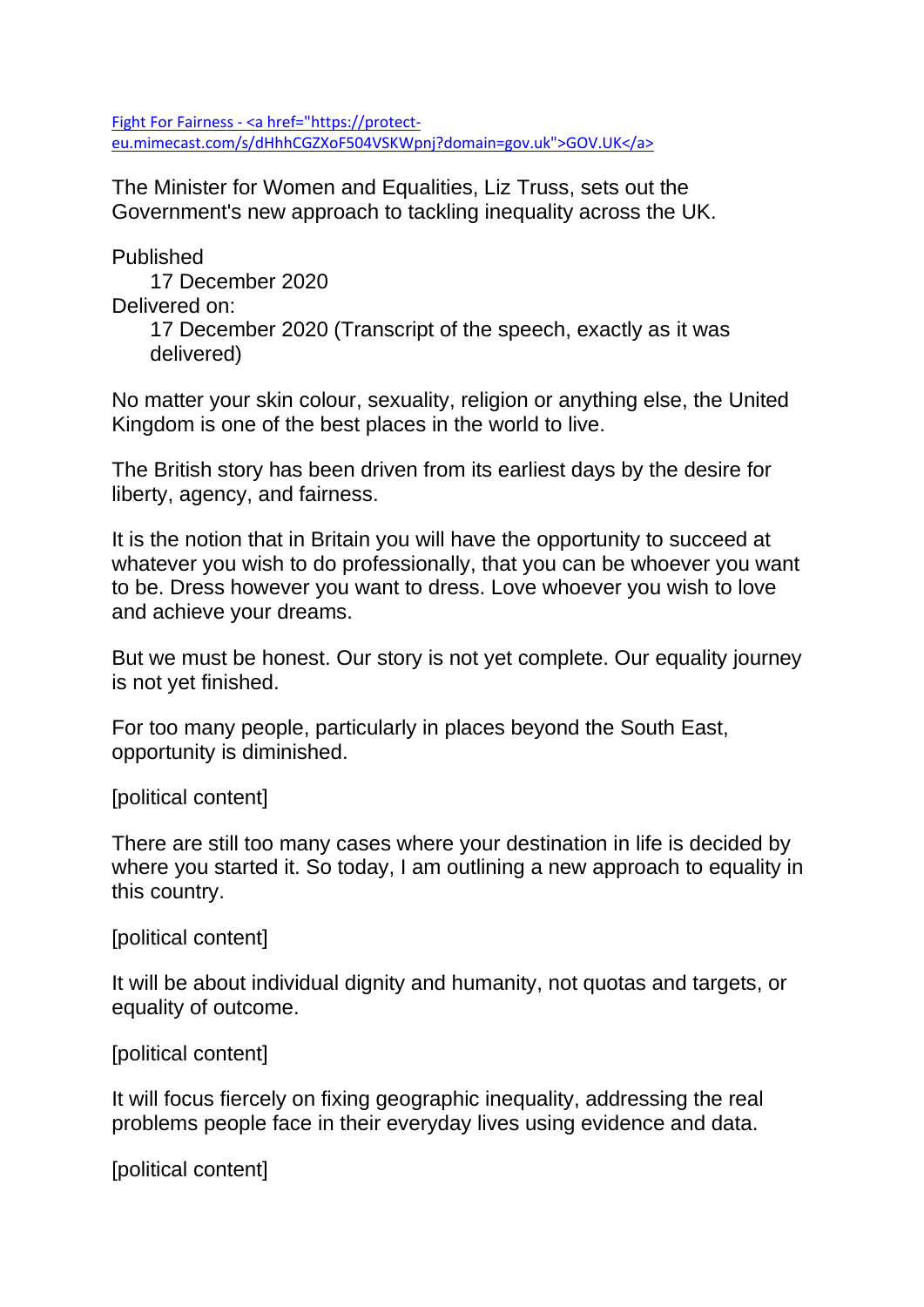Fight For Fairness - <a href="https://protect-eu.mimecast.com/s/dHhhCGZXoF504VSKWpnj?domain=gov.uk">GOV.UK</a>

The Minister for Women and Equalities, Liz Truss, sets out the Government's new approach to tackling inequality across the UK.

Published
17 December 2020
Delivered on:
17 December 2020 (Transcript of the speech, exactly as it was delivered)

No matter your skin colour, sexuality, religion or anything else, the United Kingdom is one of the best places in the world to live.

The British story has been driven from its earliest days by the desire for liberty, agency, and fairness.

It is the notion that in Britain you will have the opportunity to succeed at whatever you wish to do professionally, that you can be whoever you want to be. Dress however you want to dress. Love whoever you wish to love and achieve your dreams.

But we must be honest. Our story is not yet complete. Our equality journey is not yet finished.

For too many people, particularly in places beyond the South East, opportunity is diminished.

[political content]

There are still too many cases where your destination in life is decided by where you started it. So today, I am outlining a new approach to equality in this country.

[political content]

It will be about individual dignity and humanity, not quotas and targets, or equality of outcome.

[political content]

It will focus fiercely on fixing geographic inequality, addressing the real problems people face in their everyday lives using evidence and data.

[political content]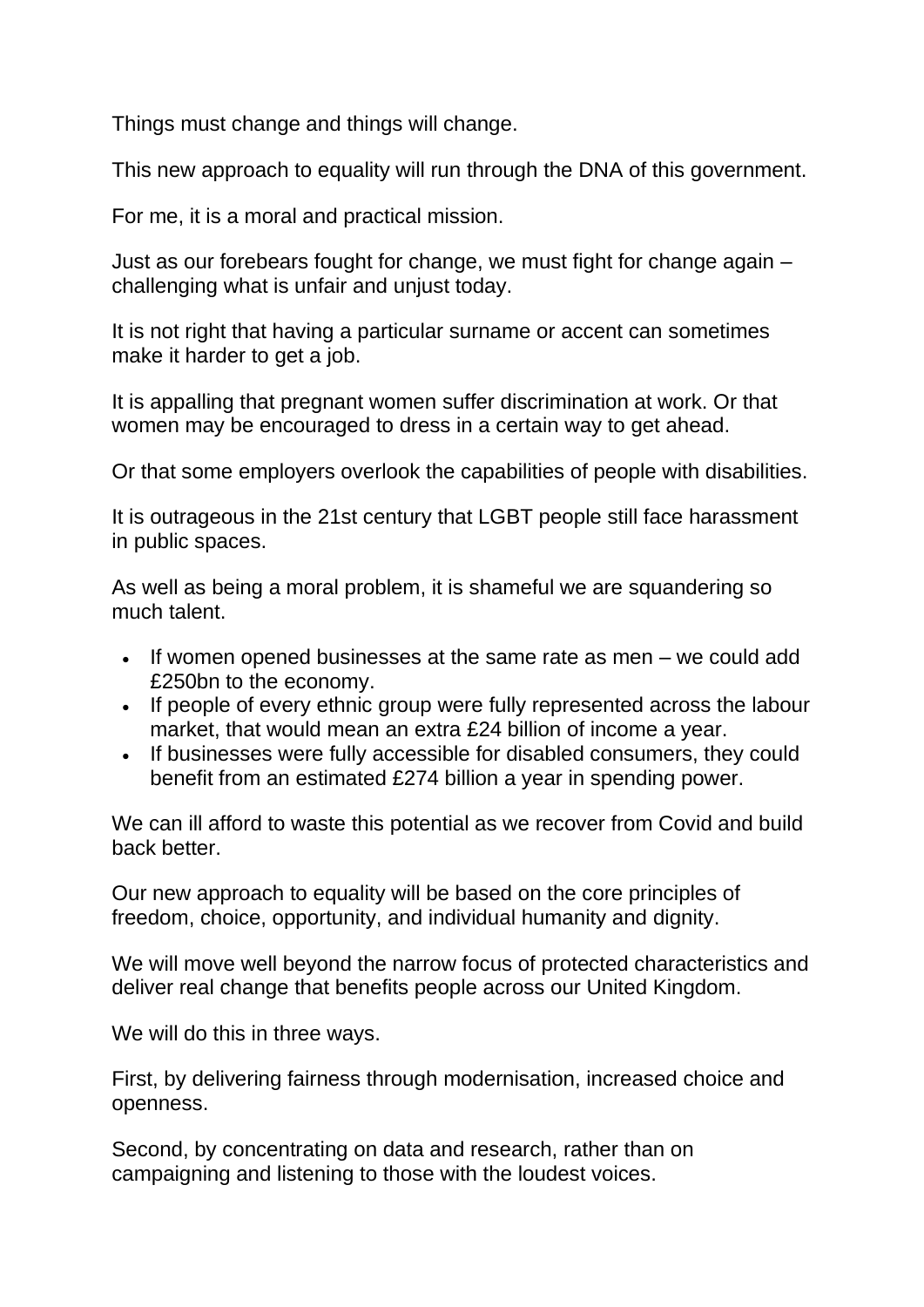Things must change and things will change.

This new approach to equality will run through the DNA of this government.

For me, it is a moral and practical mission.

Just as our forebears fought for change, we must fight for change again – challenging what is unfair and unjust today.

It is not right that having a particular surname or accent can sometimes make it harder to get a job.

It is appalling that pregnant women suffer discrimination at work. Or that women may be encouraged to dress in a certain way to get ahead.

Or that some employers overlook the capabilities of people with disabilities.

It is outrageous in the 21st century that LGBT people still face harassment in public spaces.

As well as being a moral problem, it is shameful we are squandering so much talent.

- If women opened businesses at the same rate as men – we could add £250bn to the economy.
- If people of every ethnic group were fully represented across the labour market, that would mean an extra £24 billion of income a year.
- If businesses were fully accessible for disabled consumers, they could benefit from an estimated £274 billion a year in spending power.

We can ill afford to waste this potential as we recover from Covid and build back better.

Our new approach to equality will be based on the core principles of freedom, choice, opportunity, and individual humanity and dignity.

We will move well beyond the narrow focus of protected characteristics and deliver real change that benefits people across our United Kingdom.

We will do this in three ways.

First, by delivering fairness through modernisation, increased choice and openness.

Second, by concentrating on data and research, rather than on campaigning and listening to those with the loudest voices.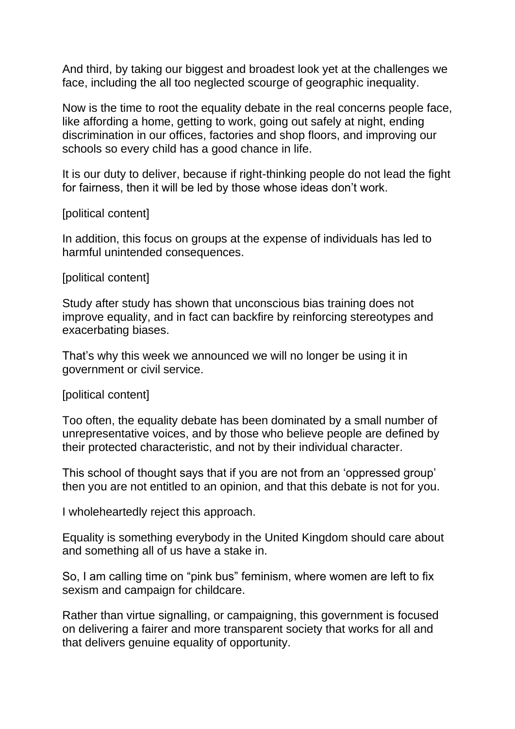And third, by taking our biggest and broadest look yet at the challenges we face, including the all too neglected scourge of geographic inequality.

Now is the time to root the equality debate in the real concerns people face, like affording a home, getting to work, going out safely at night, ending discrimination in our offices, factories and shop floors, and improving our schools so every child has a good chance in life.

It is our duty to deliver, because if right-thinking people do not lead the fight for fairness, then it will be led by those whose ideas don't work.

[political content]

In addition, this focus on groups at the expense of individuals has led to harmful unintended consequences.

[political content]

Study after study has shown that unconscious bias training does not improve equality, and in fact can backfire by reinforcing stereotypes and exacerbating biases.

That's why this week we announced we will no longer be using it in government or civil service.

[political content]

Too often, the equality debate has been dominated by a small number of unrepresentative voices, and by those who believe people are defined by their protected characteristic, and not by their individual character.

This school of thought says that if you are not from an 'oppressed group' then you are not entitled to an opinion, and that this debate is not for you.

I wholeheartedly reject this approach.

Equality is something everybody in the United Kingdom should care about and something all of us have a stake in.

So, I am calling time on "pink bus" feminism, where women are left to fix sexism and campaign for childcare.

Rather than virtue signalling, or campaigning, this government is focused on delivering a fairer and more transparent society that works for all and that delivers genuine equality of opportunity.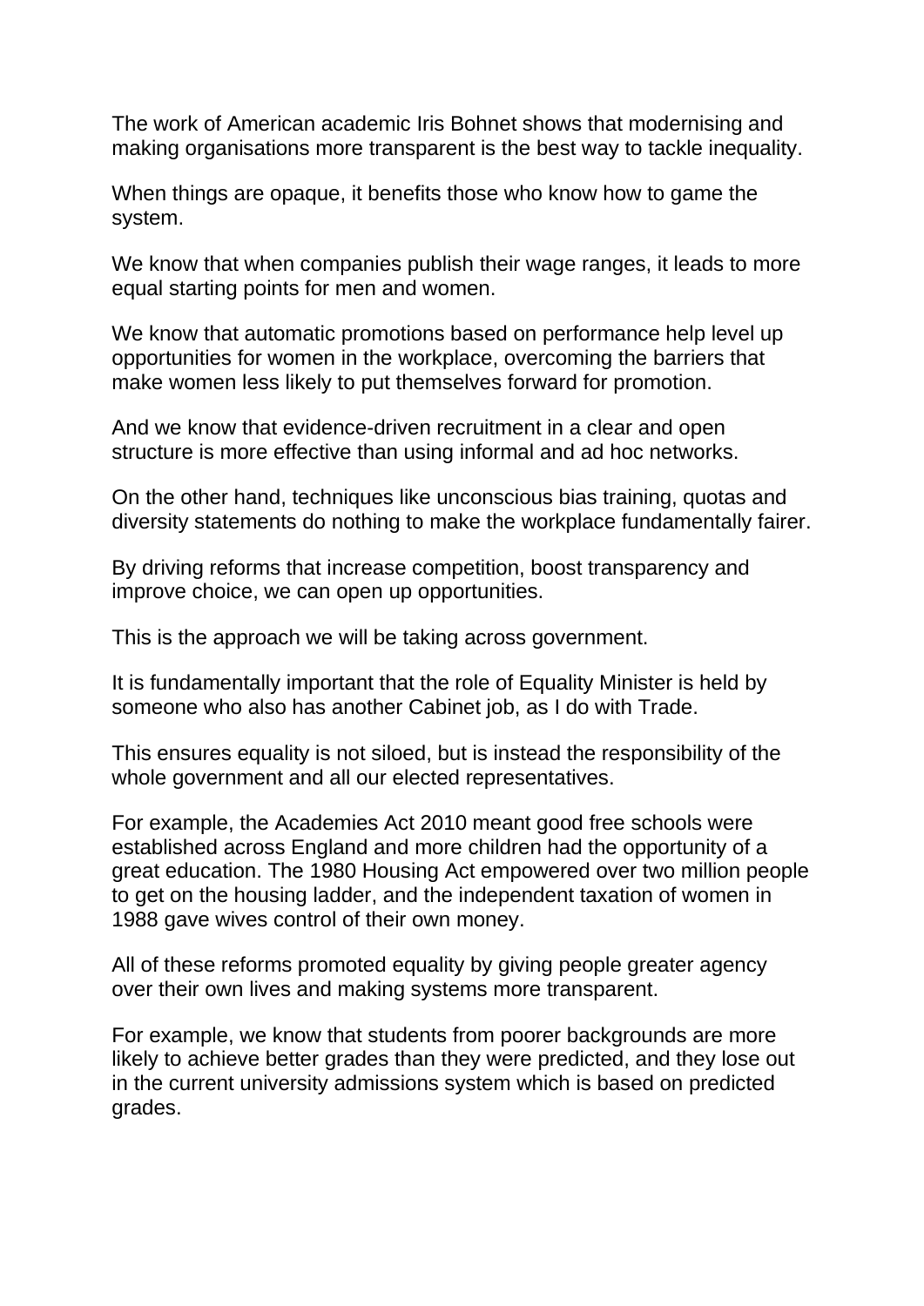The work of American academic Iris Bohnet shows that modernising and making organisations more transparent is the best way to tackle inequality.

When things are opaque, it benefits those who know how to game the system.

We know that when companies publish their wage ranges, it leads to more equal starting points for men and women.

We know that automatic promotions based on performance help level up opportunities for women in the workplace, overcoming the barriers that make women less likely to put themselves forward for promotion.

And we know that evidence-driven recruitment in a clear and open structure is more effective than using informal and ad hoc networks.

On the other hand, techniques like unconscious bias training, quotas and diversity statements do nothing to make the workplace fundamentally fairer.

By driving reforms that increase competition, boost transparency and improve choice, we can open up opportunities.

This is the approach we will be taking across government.

It is fundamentally important that the role of Equality Minister is held by someone who also has another Cabinet job, as I do with Trade.

This ensures equality is not siloed, but is instead the responsibility of the whole government and all our elected representatives.

For example, the Academies Act 2010 meant good free schools were established across England and more children had the opportunity of a great education. The 1980 Housing Act empowered over two million people to get on the housing ladder, and the independent taxation of women in 1988 gave wives control of their own money.

All of these reforms promoted equality by giving people greater agency over their own lives and making systems more transparent.

For example, we know that students from poorer backgrounds are more likely to achieve better grades than they were predicted, and they lose out in the current university admissions system which is based on predicted grades.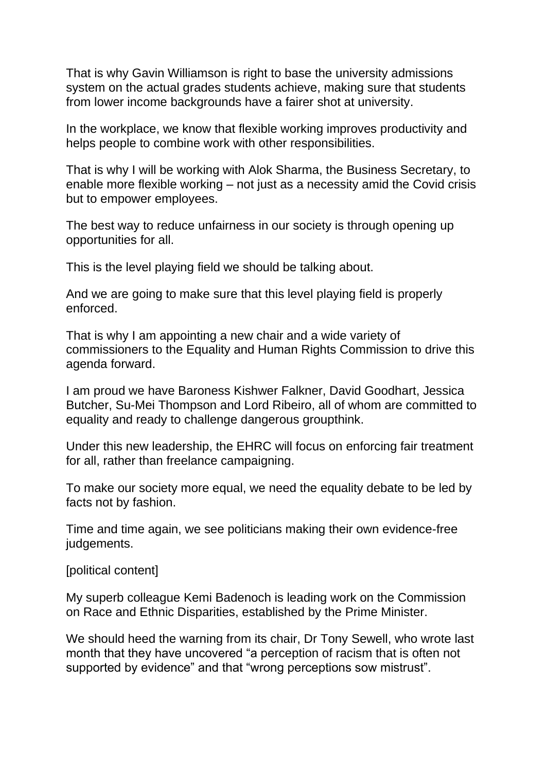That is why Gavin Williamson is right to base the university admissions system on the actual grades students achieve, making sure that students from lower income backgrounds have a fairer shot at university.

In the workplace, we know that flexible working improves productivity and helps people to combine work with other responsibilities.

That is why I will be working with Alok Sharma, the Business Secretary, to enable more flexible working – not just as a necessity amid the Covid crisis but to empower employees.

The best way to reduce unfairness in our society is through opening up opportunities for all.

This is the level playing field we should be talking about.

And we are going to make sure that this level playing field is properly enforced.

That is why I am appointing a new chair and a wide variety of commissioners to the Equality and Human Rights Commission to drive this agenda forward.

I am proud we have Baroness Kishwer Falkner, David Goodhart, Jessica Butcher, Su-Mei Thompson and Lord Ribeiro, all of whom are committed to equality and ready to challenge dangerous groupthink.

Under this new leadership, the EHRC will focus on enforcing fair treatment for all, rather than freelance campaigning.

To make our society more equal, we need the equality debate to be led by facts not by fashion.

Time and time again, we see politicians making their own evidence-free judgements.

[political content]

My superb colleague Kemi Badenoch is leading work on the Commission on Race and Ethnic Disparities, established by the Prime Minister.

We should heed the warning from its chair, Dr Tony Sewell, who wrote last month that they have uncovered "a perception of racism that is often not supported by evidence" and that "wrong perceptions sow mistrust".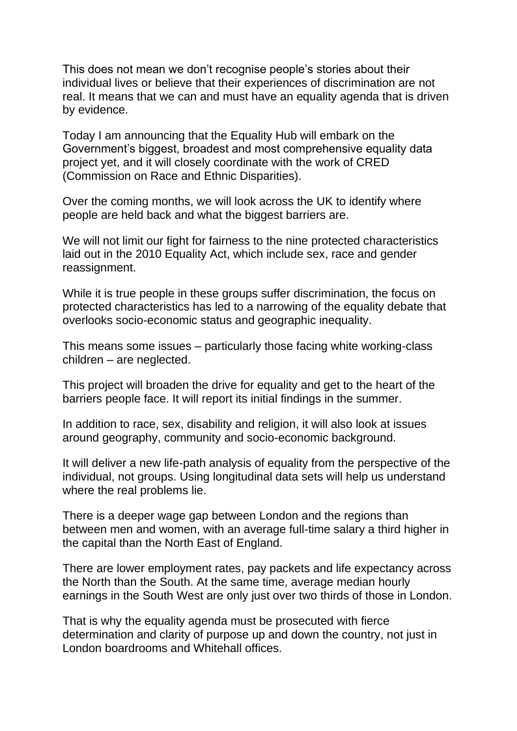This does not mean we don't recognise people's stories about their individual lives or believe that their experiences of discrimination are not real. It means that we can and must have an equality agenda that is driven by evidence.

Today I am announcing that the Equality Hub will embark on the Government's biggest, broadest and most comprehensive equality data project yet, and it will closely coordinate with the work of CRED (Commission on Race and Ethnic Disparities).

Over the coming months, we will look across the UK to identify where people are held back and what the biggest barriers are.

We will not limit our fight for fairness to the nine protected characteristics laid out in the 2010 Equality Act, which include sex, race and gender reassignment.

While it is true people in these groups suffer discrimination, the focus on protected characteristics has led to a narrowing of the equality debate that overlooks socio-economic status and geographic inequality.

This means some issues – particularly those facing white working-class children – are neglected.

This project will broaden the drive for equality and get to the heart of the barriers people face. It will report its initial findings in the summer.

In addition to race, sex, disability and religion, it will also look at issues around geography, community and socio-economic background.

It will deliver a new life-path analysis of equality from the perspective of the individual, not groups. Using longitudinal data sets will help us understand where the real problems lie.

There is a deeper wage gap between London and the regions than between men and women, with an average full-time salary a third higher in the capital than the North East of England.

There are lower employment rates, pay packets and life expectancy across the North than the South. At the same time, average median hourly earnings in the South West are only just over two thirds of those in London.

That is why the equality agenda must be prosecuted with fierce determination and clarity of purpose up and down the country, not just in London boardrooms and Whitehall offices.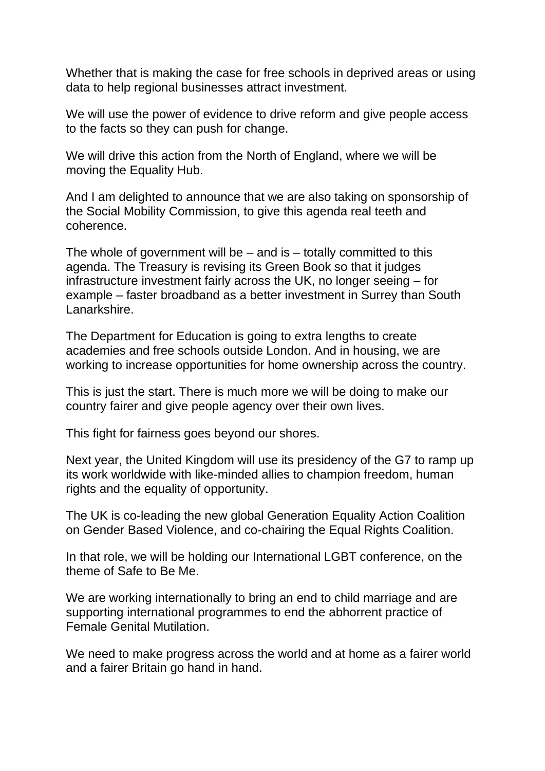Whether that is making the case for free schools in deprived areas or using data to help regional businesses attract investment.

We will use the power of evidence to drive reform and give people access to the facts so they can push for change.

We will drive this action from the North of England, where we will be moving the Equality Hub.

And I am delighted to announce that we are also taking on sponsorship of the Social Mobility Commission, to give this agenda real teeth and coherence.

The whole of government will be – and is – totally committed to this agenda. The Treasury is revising its Green Book so that it judges infrastructure investment fairly across the UK, no longer seeing – for example – faster broadband as a better investment in Surrey than South Lanarkshire.

The Department for Education is going to extra lengths to create academies and free schools outside London. And in housing, we are working to increase opportunities for home ownership across the country.

This is just the start. There is much more we will be doing to make our country fairer and give people agency over their own lives.

This fight for fairness goes beyond our shores.

Next year, the United Kingdom will use its presidency of the G7 to ramp up its work worldwide with like-minded allies to champion freedom, human rights and the equality of opportunity.

The UK is co-leading the new global Generation Equality Action Coalition on Gender Based Violence, and co-chairing the Equal Rights Coalition.

In that role, we will be holding our International LGBT conference, on the theme of Safe to Be Me.

We are working internationally to bring an end to child marriage and are supporting international programmes to end the abhorrent practice of Female Genital Mutilation.

We need to make progress across the world and at home as a fairer world and a fairer Britain go hand in hand.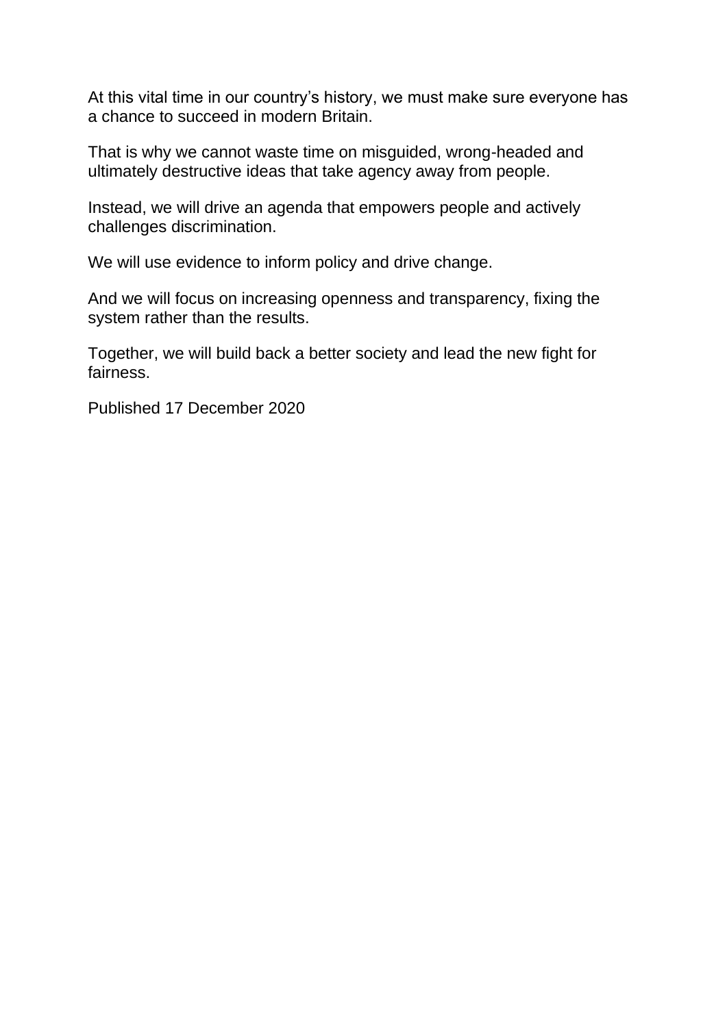At this vital time in our country's history, we must make sure everyone has a chance to succeed in modern Britain.

That is why we cannot waste time on misguided, wrong-headed and ultimately destructive ideas that take agency away from people.

Instead, we will drive an agenda that empowers people and actively challenges discrimination.

We will use evidence to inform policy and drive change.

And we will focus on increasing openness and transparency, fixing the system rather than the results.

Together, we will build back a better society and lead the new fight for fairness.

Published 17 December 2020